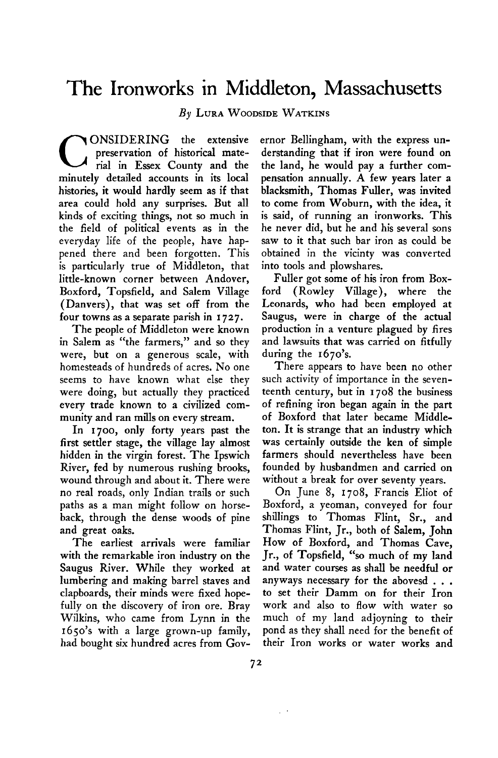# The Ironworks in Middleton, Massachusetts

*By* Lura Woodside Watkins

CONSIDERING the extensive preservation of historical material in Essex County and the minutely detailed accounts in its local histories, it would hardly seem as if that area could hold any surprises. But all kinds of exciting things, not so much in the field of political events as in the everyday life of the people, have happened there and been forgotten. This is particularly true of Middleton, that little-known corner between Andover, Boxford, Topsfield, and Salem Village (Danvers), that was set off from the four towns as a separate parish in 1727.

The people of Middleton were known in Salem as "the farmers," and so they were, but on a generous scale, with homesteads of hundreds of acres. No one seems to have known what else they were doing, but actually they practiced every trade known to a civilized community and ran mills on every stream.

In 1700, only forty years past the first settler stage, the village lay almost hidden in the virgin forest. The Ipswich River, fed by numerous rushing brooks, wound through and about it. There were no real roads, only Indian trails or such paths as a man might follow on horseback, through the dense woods of pine and great oaks.

The earliest arrivals were familiar with the remarkable iron industry on the Saugus River. While they worked at lumbering and making barrel staves and clapboards, their minds were fixed hopefully on the discovery of iron ore. Bray Wilkins, who came from Lynn in the 1650's with a large grown-up family, had bought six hundred acres from Governor Bellingham, with the express understanding that if iron were found on the land, he would pay a further compensation annually. A few years later a blacksmith, Thomas Fuller, was invited to come from Woburn, with the idea, it is said, of running an ironworks. This he never did, but he and his several sons saw to it that such bar iron as could be obtained in the vicinty was converted into tools and plowshares.

Fuller got some of his iron from Boxford (Rowley Village), where the Leonards, who had been employed at Saugus, were in charge of the actual production in a venture plagued by fires and lawsuits that was carried on fitfully during the 1670's.

There appears to have been no other such activity of importance in the seventeenth century, but in 1708 the business of refining iron began again in the part of Boxford that later became Middleton. It is strange that an industry which was certainly outside the ken of simple farmers should nevertheless have been founded by husbandmen and carried on without a break for over seventy years.

On June 8, 1708, Francis Eliot of Boxford, a yeoman, conveyed for four shillings to Thomas Flint, Sr., and Thomas Flint, Jr., both of Salem, John How of Boxford, and Thomas Cave, Jr., of Topsfield, "so much of my land and water courses as shall be needful or anyways necessary for the abovesd . . . to set their Damm on for their Iron work and also to flow with water so much of my land adjoyning to their pond as they shall need for the benefit of their Iron works or water works and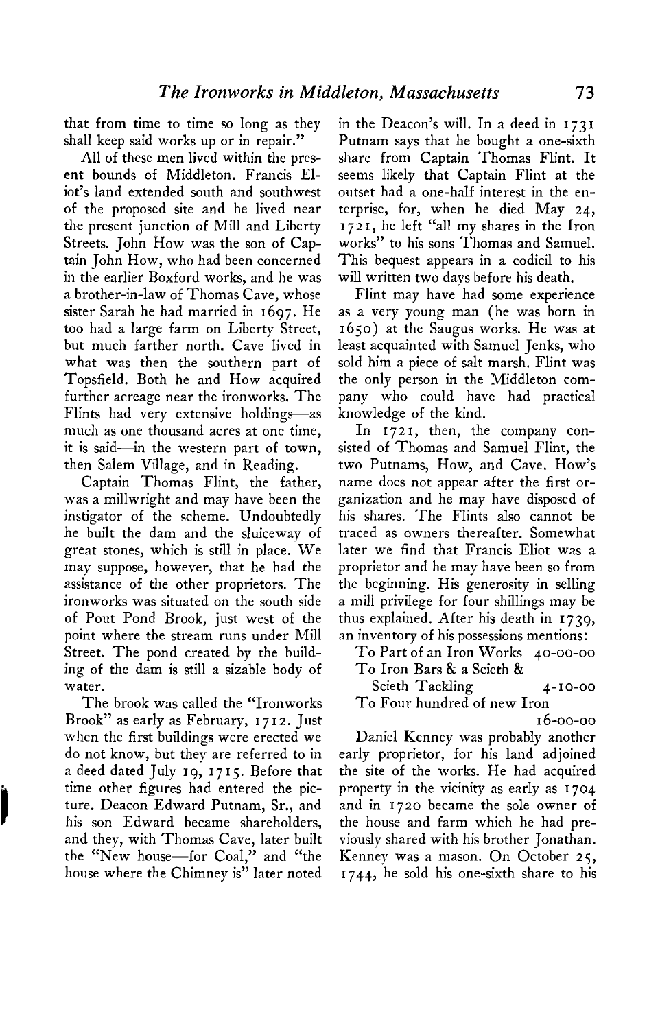that from time to time so long as they shall keep said works up or in repair."

All of these men lived within the present bounds of Middleton. Francis Eliot's land extended south and southwest of the proposed site and he lived near the present junction of Mill and Liberty Streets. John How was the son of Captain John How, who had been concerned in the earlier Boxford works, and he was a brother-in-law of Thomas Cave, whose sister Sarah he had married in 1697. He too had a large farm on Liberty Street, but much farther north. Cave lived in what was then the southern part of Topsfield. Both he and How acquired further acreage near the ironworks. The Flints had very extensive holdings—as much as one thousand acres at one time, it is said—in the western part of town, then Salem Village, and in Reading.

Captain Thomas Flint, the father, was a millwright and may have been the instigator of the scheme. Undoubtedly he built the dam and the sluiceway of great stones, which is still in place. We may suppose, however, that he had the assistance of the other proprietors. The ironworks was situated on the south side of Pout Pond Brook, just west of the point where the stream runs under Mill Street. The pond created by the building of the dam is still a sizable body of water.

The brook was called the "Ironworks Brook" as early as February, 1712. Just when the first buildings were erected we do not know, but they are referred to in a deed dated July 19, 1715. Before that time other figures had entered the picture. Deacon Edward Putnam, Sr., and his son Edward became shareholders, and they, with Thomas Cave, later built the "New house—for Coal," and "the house where the Chimney is" later noted in the Deacon's will. In a deed in 1731 Putnam says that he bought a one-sixth share from Captain Thomas Flint. It seems likely that Captain Flint at the outset had a one-half interest in the enterprise, for, when he died May 24, 1721, he left "all my shares in the Iron works" to his sons Thomas and Samuel. This bequest appears in a codicil to his will written two days before his death.

Flint may have had some experience as a very young man (he was born in 1650) at the Saugus works. He was at least acquainted with Samuel Jenks, who sold him a piece of salt marsh. Flint was the only person in the Middleton company who could have had practical knowledge of the kind.

In 1721, then, the company consisted of Thomas and Samuel Flint, the two Putnams, How, and Cave. How's name does not appear after the first organization and he may have disposed of his shares. The Flints also cannot be traced as owners thereafter. Somewhat later we find that Francis Eliot was a proprietor and he may have been so from the beginning. His generosity in selling a mill privilege for four shillings may be thus explained. After his death in 1739, an inventory of his possessions mentions:

| | |
|---|---|
| To Part of an Iron Works | 40-00-00 |
| To Iron Bars & a Scieth & Scieth Tackling | 4-10-00 |
| To Four hundred of new Iron | 16-00-00 |

Daniel Kenney was probably another early proprietor, for his land adjoined the site of the works. He had acquired property in the vicinity as early as 1704 and in 1720 became the sole owner of the house and farm which he had previously shared with his brother Jonathan. Kenney was a mason. On October 25, 1744, he sold his one-sixth share to his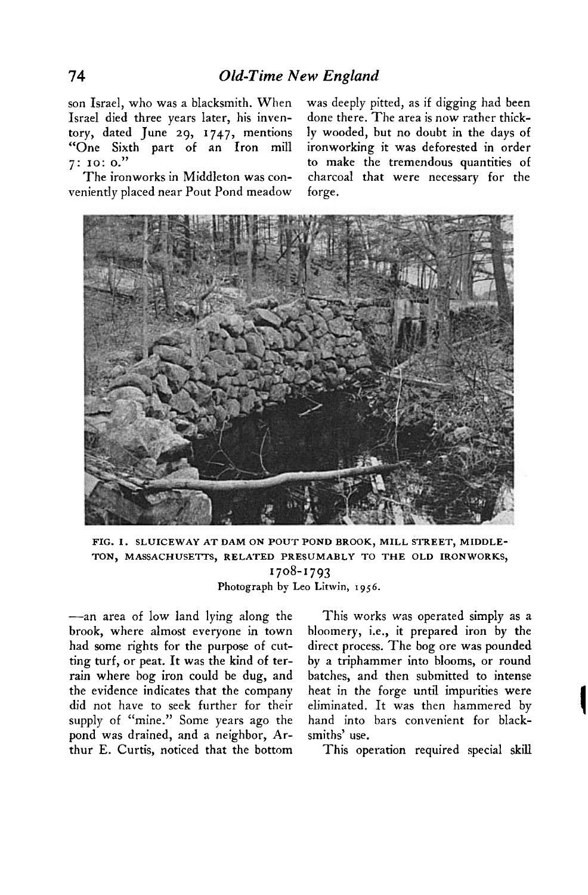son Israel, who was a blacksmith. When Israel died three years later, his inventory, dated June 29, 1747, mentions "One Sixth part of an Iron mill 7: 10: 0."

The ironworks in Middleton was conveniently placed near Pout Pond meadow —an area of low land lying along the brook, where almost everyone in town had some rights for the purpose of cutting turf, or peat. It was the kind of terrain where bog iron could be dug, and the evidence indicates that the company did not have to seek further for their supply of "mine." Some years ago the pond was drained, and a neighbor, Arthur E. Curtis, noticed that the bottom was deeply pitted, as if digging had been done there. The area is now rather thickly wooded, but no doubt in the days of ironworking it was deforested in order to make the tremendous quantities of charcoal that were necessary for the forge.

FIG. 1. SLUICEWAY AT DAM ON POUT POND BROOK, MILL STREET, MIDDLETON, MASSACHUSETTS, RELATED PRESUMABLY TO THE OLD IRONWORKS, 1708-1793
Photograph by Leo Litwin, 1956.

This works was operated simply as a bloomery, i.e., it prepared iron by the direct process. The bog ore was pounded by a triphammer into blooms, or round batches, and then submitted to intense heat in the forge until impurities were eliminated. It was then hammered by hand into bars convenient for blacksmiths' use.

This operation required special skill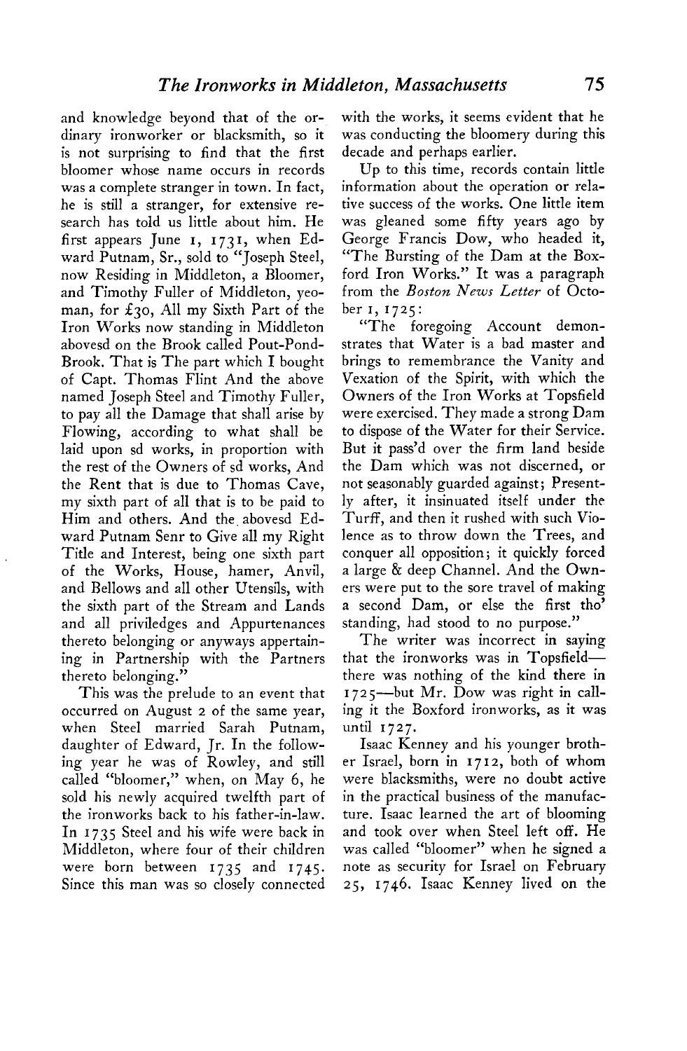and knowledge beyond that of the ordinary ironworker or blacksmith, so it is not surprising to find that the first bloomer whose name occurs in records was a complete stranger in town. In fact, he is still a stranger, for extensive research has told us little about him. He first appears June 1, 1731, when Edward Putnam, Sr., sold to "Joseph Steel, now Residing in Middleton, a Bloomer, and Timothy Fuller of Middleton, yeoman, for £30, All my Sixth Part of the Iron Works now standing in Middleton abovesd on the Brook called Pout-Pond-Brook. That is The part which I bought of Capt. Thomas Flint And the above named Joseph Steel and Timothy Fuller, to pay all the Damage that shall arise by Flowing, according to what shall be laid upon sd works, in proportion with the rest of the Owners of sd works, And the Rent that is due to Thomas Cave, my sixth part of all that is to be paid to Him and others. And the abovesd Edward Putnam Senr to Give all my Right Title and Interest, being one sixth part of the Works, House, hamer, Anvil, and Bellows and all other Utensils, with the sixth part of the Stream and Lands and all priviledges and Appurtenances thereto belonging or anyways appertaining in Partnership with the Partners thereto belonging."

This was the prelude to an event that occurred on August 2 of the same year, when Steel married Sarah Putnam, daughter of Edward, Jr. In the following year he was of Rowley, and still called "bloomer," when, on May 6, he sold his newly acquired twelfth part of the ironworks back to his father-in-law. In 1735 Steel and his wife were back in Middleton, where four of their children were born between 1735 and 1745. Since this man was so closely connected with the works, it seems evident that he was conducting the bloomery during this decade and perhaps earlier.

Up to this time, records contain little information about the operation or relative success of the works. One little item was gleaned some fifty years ago by George Francis Dow, who headed it, "The Bursting of the Dam at the Boxford Iron Works." It was a paragraph from the *Boston News Letter* of October 1, 1725:

"The foregoing Account demonstrates that Water is a bad master and brings to remembrance the Vanity and Vexation of the Spirit, with which the Owners of the Iron Works at Topsfield were exercised. They made a strong Dam to dispose of the Water for their Service. But it pass'd over the firm land beside the Dam which was not discerned, or not seasonably guarded against; Presently after, it insinuated itself under the Turff, and then it rushed with such Violence as to throw down the Trees, and conquer all opposition; it quickly forced a large & deep Channel. And the Owners were put to the sore travel of making a second Dam, or else the first tho' standing, had stood to no purpose."

The writer was incorrect in saying that the ironworks was in Topsfield—there was nothing of the kind there in 1725—but Mr. Dow was right in calling it the Boxford ironworks, as it was until 1727.

Isaac Kenney and his younger brother Israel, born in 1712, both of whom were blacksmiths, were no doubt active in the practical business of the manufacture. Isaac learned the art of blooming and took over when Steel left off. He was called "bloomer" when he signed a note as security for Israel on February 25, 1746. Isaac Kenney lived on the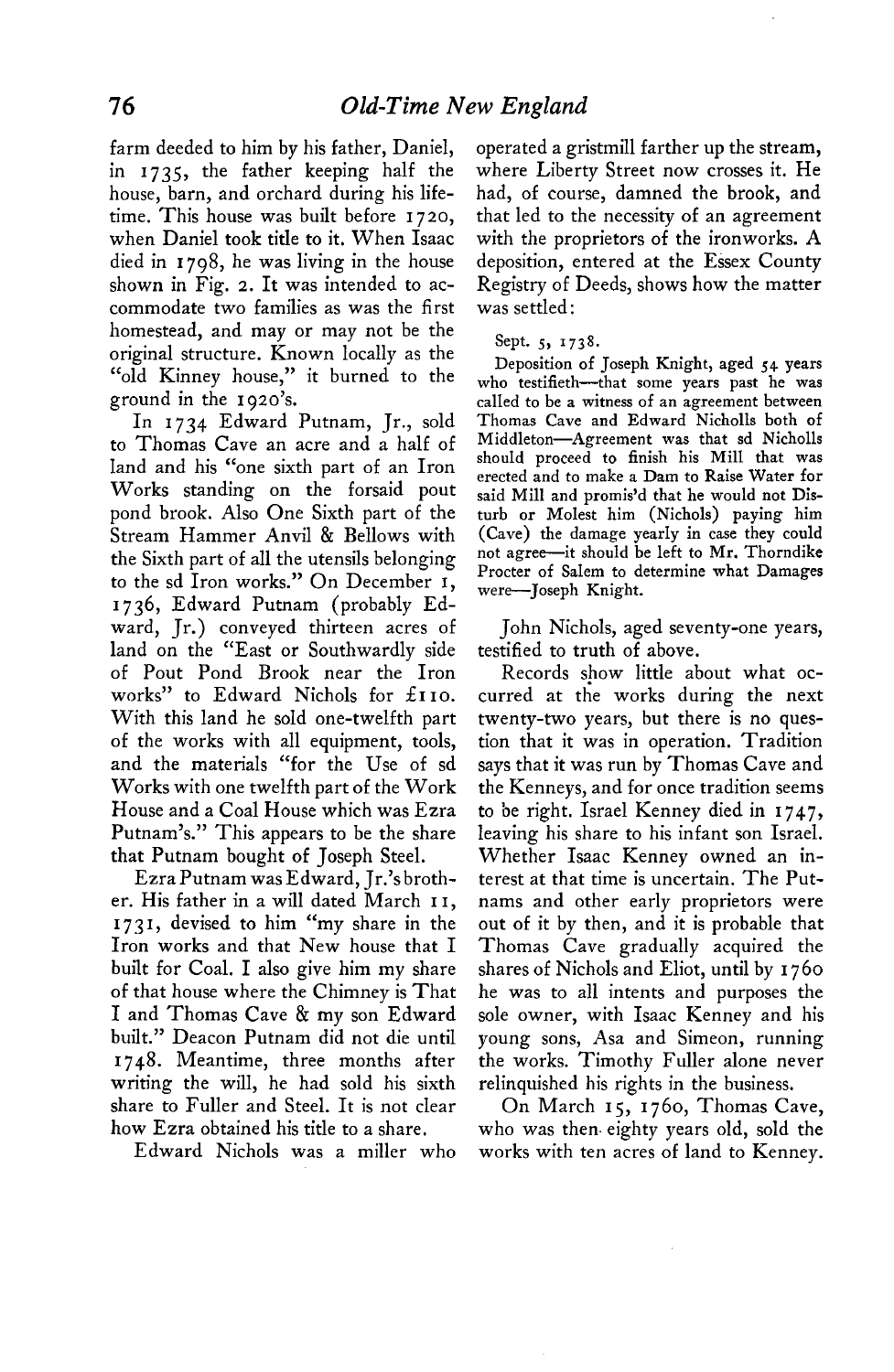farm deeded to him by his father, Daniel, in 1735, the father keeping half the house, barn, and orchard during his lifetime. This house was built before 1720, when Daniel took title to it. When Isaac died in 1798, he was living in the house shown in Fig. 2. It was intended to accommodate two families as was the first homestead, and may or may not be the original structure. Known locally as the "old Kinney house," it burned to the ground in the 1920's.

In 1734 Edward Putnam, Jr., sold to Thomas Cave an acre and a half of land and his "one sixth part of an Iron Works standing on the forsaid pout pond brook. Also One Sixth part of the Stream Hammer Anvil & Bellows with the Sixth part of all the utensils belonging to the sd Iron works." On December 1, 1736, Edward Putnam (probably Edward, Jr.) conveyed thirteen acres of land on the "East or Southwardly side of Pout Pond Brook near the Iron works" to Edward Nichols for £110. With this land he sold one-twelfth part of the works with all equipment, tools, and the materials "for the Use of sd Works with one twelfth part of the Work House and a Coal House which was Ezra Putnam's." This appears to be the share that Putnam bought of Joseph Steel.

Ezra Putnam was Edward, Jr.'s brother. His father in a will dated March 11, 1731, devised to him "my share in the Iron works and that New house that I built for Coal. I also give him my share of that house where the Chimney is That I and Thomas Cave & my son Edward built." Deacon Putnam did not die until 1748. Meantime, three months after writing the will, he had sold his sixth share to Fuller and Steel. It is not clear how Ezra obtained his title to a share.

Edward Nichols was a miller who operated a gristmill farther up the stream, where Liberty Street now crosses it. He had, of course, damned the brook, and that led to the necessity of an agreement with the proprietors of the ironworks. A deposition, entered at the Essex County Registry of Deeds, shows how the matter was settled:

> Sept. 5, 1738.
>
> Deposition of Joseph Knight, aged 54 years who testifieth—that some years past he was called to be a witness of an agreement between Thomas Cave and Edward Nicholls both of Middleton—Agreement was that sd Nicholls should proceed to finish his Mill that was erected and to make a Dam to Raise Water for said Mill and promis'd that he would not Disturb or Molest him (Nichols) paying him (Cave) the damage yearly in case they could not agree—it should be left to Mr. Thorndike Procter of Salem to determine what Damages were—Joseph Knight.

John Nichols, aged seventy-one years, testified to truth of above.

Records show little about what occurred at the works during the next twenty-two years, but there is no question that it was in operation. Tradition says that it was run by Thomas Cave and the Kenneys, and for once tradition seems to be right. Israel Kenney died in 1747, leaving his share to his infant son Israel. Whether Isaac Kenney owned an interest at that time is uncertain. The Putnams and other early proprietors were out of it by then, and it is probable that Thomas Cave gradually acquired the shares of Nichols and Eliot, until by 1760 he was to all intents and purposes the sole owner, with Isaac Kenney and his young sons, Asa and Simeon, running the works. Timothy Fuller alone never relinquished his rights in the business.

On March 15, 1760, Thomas Cave, who was then eighty years old, sold the works with ten acres of land to Kenney.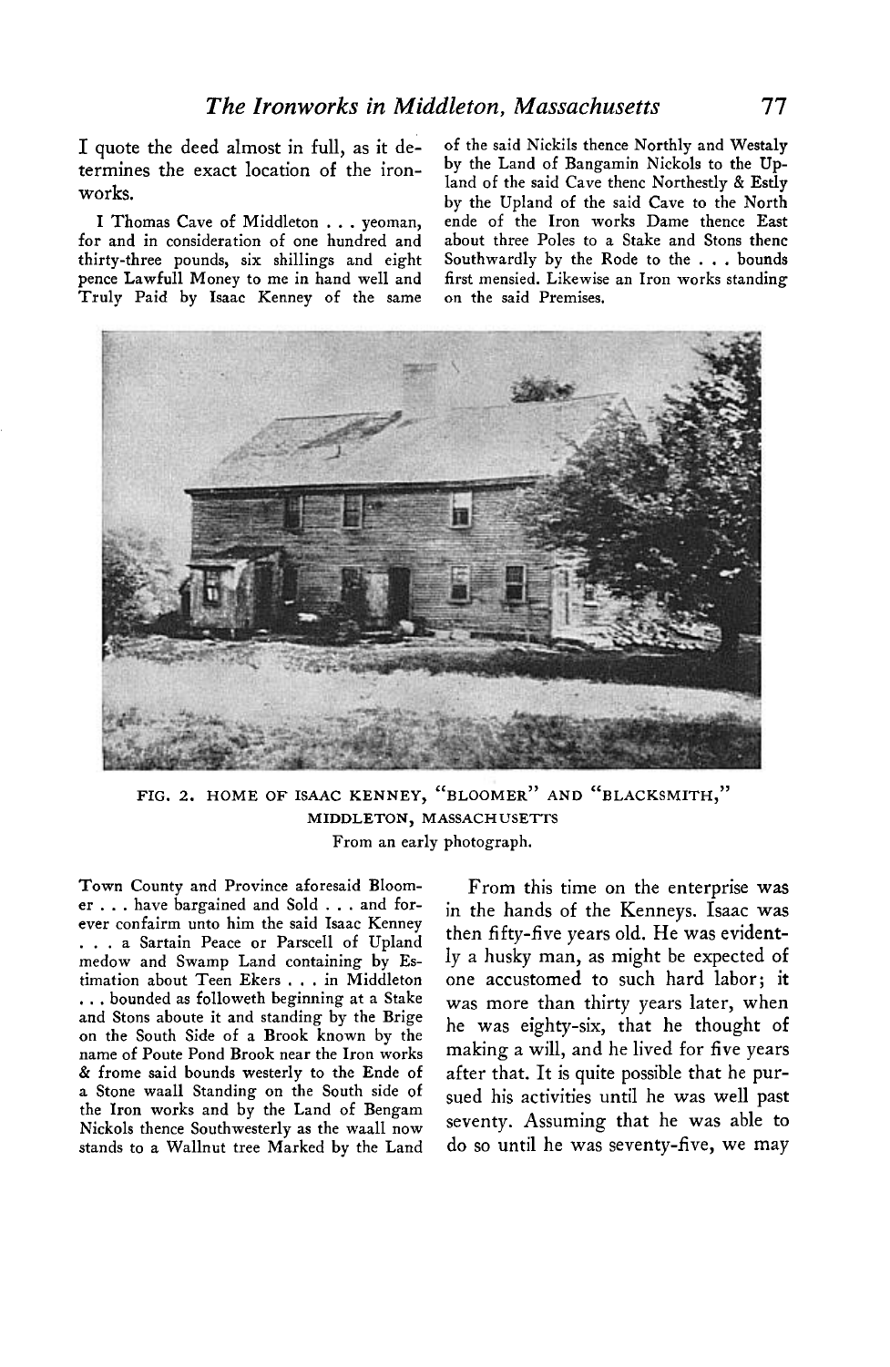I quote the deed almost in full, as it determines the exact location of the ironworks.

I Thomas Cave of Middleton . . . yeoman, for and in consideration of one hundred and thirty-three pounds, six shillings and eight pence Lawfull Money to me in hand well and Truly Paid by Isaac Kenney of the same Town County and Province aforesaid Bloomer . . . have bargained and Sold . . . and forever confairm unto him the said Isaac Kenney . . . a Sartain Peace or Parscell of Upland medow and Swamp Land containing by Estimation about Teen Ekers . . . in Middleton . . . bounded as followeth beginning at a Stake and Stons aboute it and standing by the Brige on the South Side of a Brook known by the name of Poute Pond Brook near the Iron works & frome said bounds westerly to the Ende of a Stone waall Standing on the South side of the Iron works and by the Land of Bengam Nickols thence Southwesterly as the waall now stands to a Wallnut tree Marked by the Land of the said Nickils thence Northly and Westaly by the Land of Bangamin Nickols to the Upland of the said Cave thenc Northestly & Estly by the Upland of the said Cave to the North ende of the Iron works Dame thence East about three Poles to a Stake and Stons thenc Southwardly by the Rode to the . . . bounds first mensied. Likewise an Iron works standing on the said Premises.

FIG. 2. HOME OF ISAAC KENNEY, "BLOOMER" AND "BLACKSMITH," MIDDLETON, MASSACHUSETTS
From an early photograph.

From this time on the enterprise was in the hands of the Kenneys. Isaac was then fifty-five years old. He was evidently a husky man, as might be expected of one accustomed to such hard labor; it was more than thirty years later, when he was eighty-six, that he thought of making a will, and he lived for five years after that. It is quite possible that he pursued his activities until he was well past seventy. Assuming that he was able to do so until he was seventy-five, we may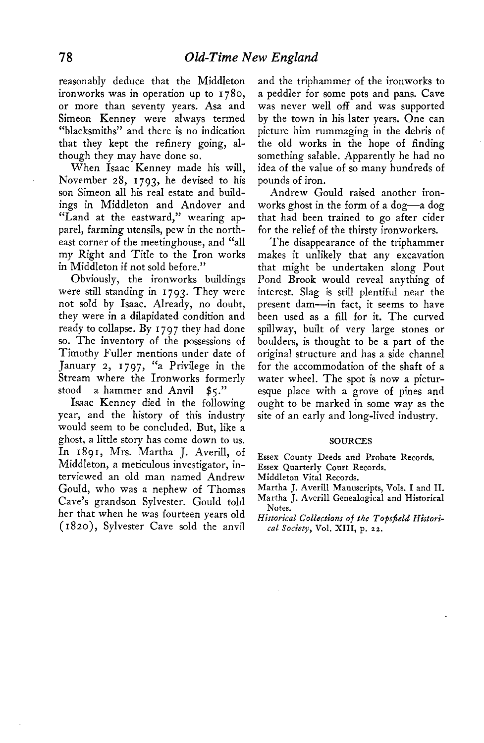reasonably deduce that the Middleton ironworks was in operation up to 1780, or more than seventy years. Asa and Simeon Kenney were always termed "blacksmiths" and there is no indication that they kept the refinery going, although they may have done so.

When Isaac Kenney made his will, November 28, 1793, he devised to his son Simeon all his real estate and buildings in Middleton and Andover and "Land at the eastward," wearing apparel, farming utensils, pew in the northeast corner of the meetinghouse, and "all my Right and Title to the Iron works in Middleton if not sold before."

Obviously, the ironworks buildings were still standing in 1793. They were not sold by Isaac. Already, no doubt, they were in a dilapidated condition and ready to collapse. By 1797 they had done so. The inventory of the possessions of Timothy Fuller mentions under date of January 2, 1797, "a Privilege in the Stream where the Ironworks formerly stood a hammer and Anvil $5."

Isaac Kenney died in the following year, and the history of this industry would seem to be concluded. But, like a ghost, a little story has come down to us. In 1891, Mrs. Martha J. Averill, of Middleton, a meticulous investigator, interviewed an old man named Andrew Gould, who was a nephew of Thomas Cave's grandson Sylvester. Gould told her that when he was fourteen years old (1820), Sylvester Cave sold the anvil and the triphammer of the ironworks to a peddler for some pots and pans. Cave was never well off and was supported by the town in his later years. One can picture him rummaging in the debris of the old works in the hope of finding something salable. Apparently he had no idea of the value of so many hundreds of pounds of iron.

Andrew Gould raised another ironworks ghost in the form of a dog—a dog that had been trained to go after cider for the relief of the thirsty ironworkers.

The disappearance of the triphammer makes it unlikely that any excavation that might be undertaken along Pout Pond Brook would reveal anything of interest. Slag is still plentiful near the present dam—in fact, it seems to have been used as a fill for it. The curved spillway, built of very large stones or boulders, is thought to be a part of the original structure and has a side channel for the accommodation of the shaft of a water wheel. The spot is now a picturesque place with a grove of pines and ought to be marked in some way as the site of an early and long-lived industry.

## SOURCES

Essex County Deeds and Probate Records.
Essex Quarterly Court Records.
Middleton Vital Records.
Martha J. Averill Manuscripts, Vols. I and II.
Martha J. Averill Genealogical and Historical Notes.
*Historical Collections of the Topsfield Historical Society*, Vol. XIII, p. 22.